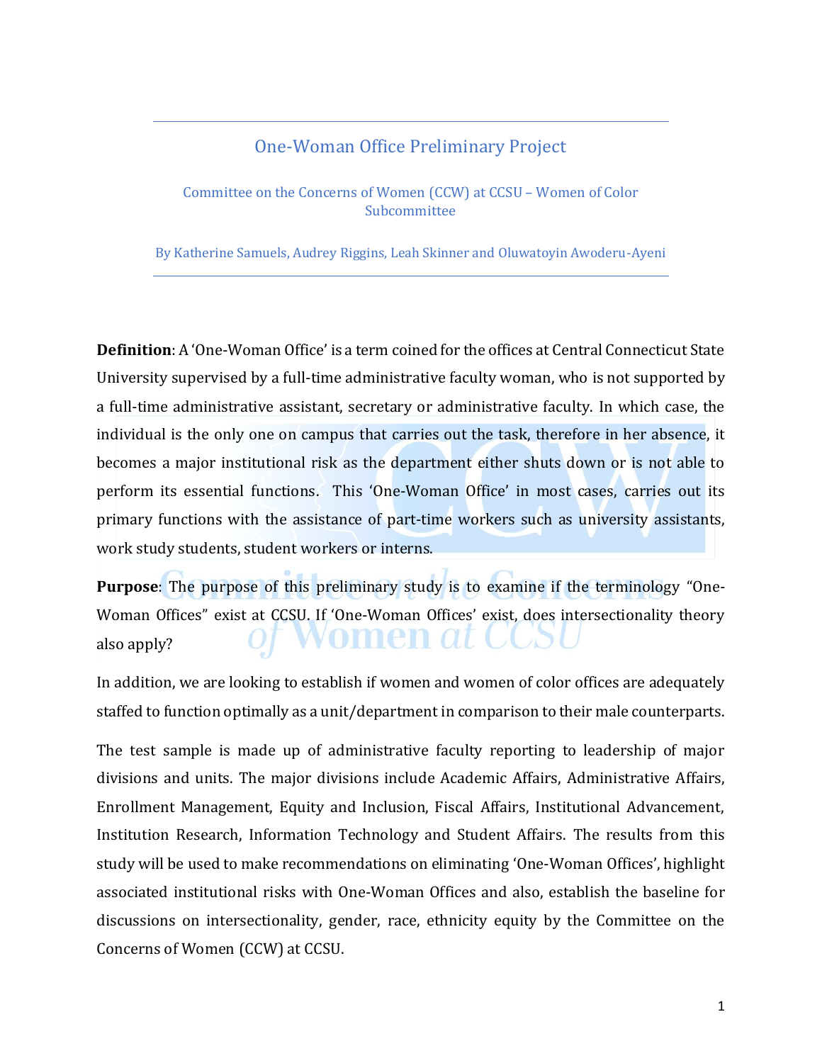# One-Woman Office Preliminary Project

Committee on the Concerns of Women (CCW) at CCSU – Women of Color Subcommittee

By Katherine Samuels, Audrey Riggins, Leah Skinner and Oluwatoyin Awoderu-Ayeni

---

**Definition**: A 'One-Woman Office' is a term coined for the offices at Central Connecticut State University supervised by a full-time administrative faculty woman, who is not supported by a full-time administrative assistant, secretary or administrative faculty. In which case, the individual is the only one on campus that carries out the task, therefore in her absence, it becomes a major institutional risk as the department either shuts down or is not able to perform its essential functions. This 'One-Woman Office' in most cases, carries out its primary functions with the assistance of part-time workers such as university assistants, work study students, student workers or interns.

**Purpose**: The purpose of this preliminary study is to examine if the terminology "One-Woman Offices" exist at CCSU. If 'One-Woman Offices' exist, does intersectionality theory also apply?

In addition, we are looking to establish if women and women of color offices are adequately staffed to function optimally as a unit/department in comparison to their male counterparts.

The test sample is made up of administrative faculty reporting to leadership of major divisions and units. The major divisions include Academic Affairs, Administrative Affairs, Enrollment Management, Equity and Inclusion, Fiscal Affairs, Institutional Advancement, Institution Research, Information Technology and Student Affairs. The results from this study will be used to make recommendations on eliminating 'One-Woman Offices', highlight associated institutional risks with One-Woman Offices and also, establish the baseline for discussions on intersectionality, gender, race, ethnicity equity by the Committee on the Concerns of Women (CCW) at CCSU.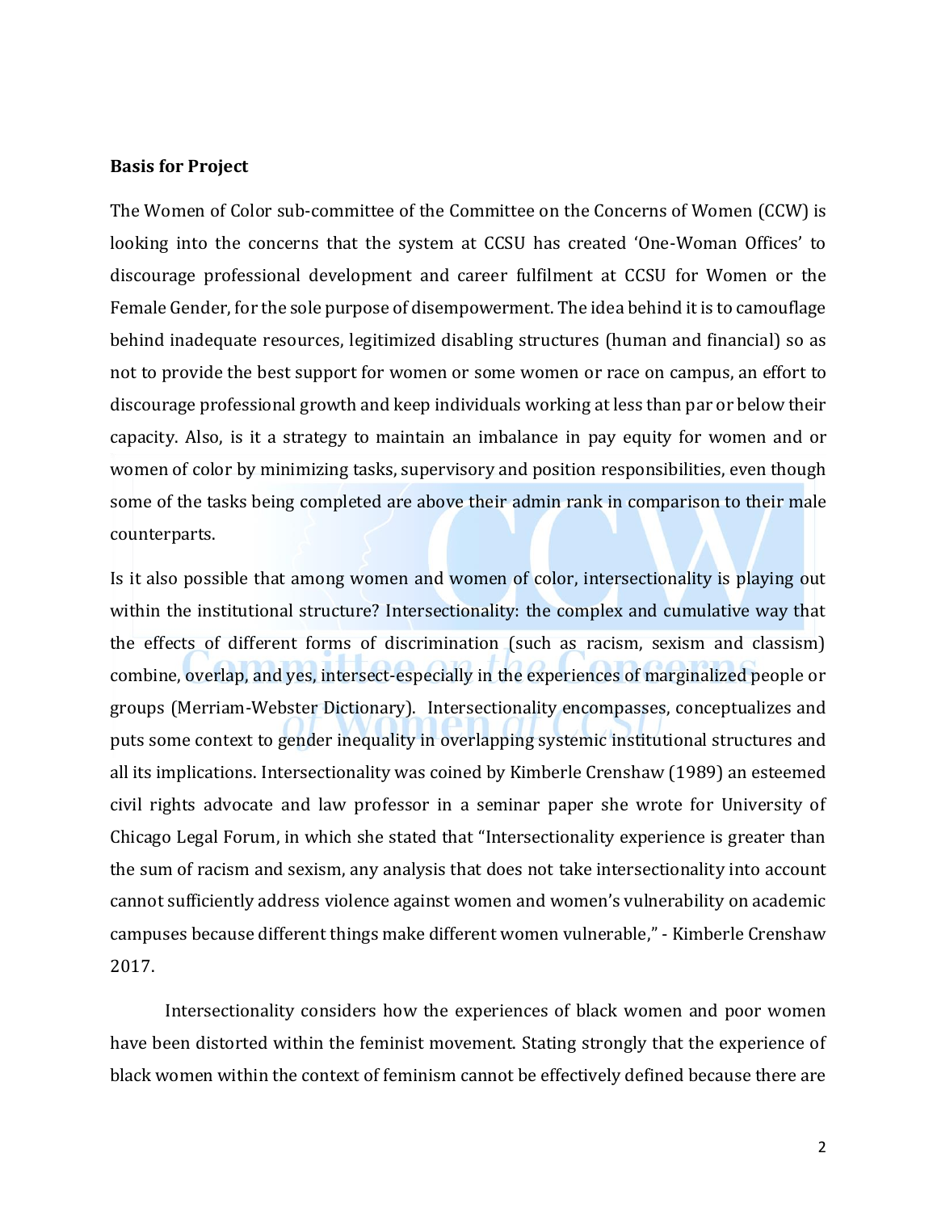**Basis for Project**

The Women of Color sub-committee of the Committee on the Concerns of Women (CCW) is looking into the concerns that the system at CCSU has created 'One-Woman Offices' to discourage professional development and career fulfilment at CCSU for Women or the Female Gender, for the sole purpose of disempowerment. The idea behind it is to camouflage behind inadequate resources, legitimized disabling structures (human and financial) so as not to provide the best support for women or some women or race on campus, an effort to discourage professional growth and keep individuals working at less than par or below their capacity. Also, is it a strategy to maintain an imbalance in pay equity for women and or women of color by minimizing tasks, supervisory and position responsibilities, even though some of the tasks being completed are above their admin rank in comparison to their male counterparts.

Is it also possible that among women and women of color, intersectionality is playing out within the institutional structure? Intersectionality: the complex and cumulative way that the effects of different forms of discrimination (such as racism, sexism and classism) combine, overlap, and yes, intersect-especially in the experiences of marginalized people or groups (Merriam-Webster Dictionary). Intersectionality encompasses, conceptualizes and puts some context to gender inequality in overlapping systemic institutional structures and all its implications. Intersectionality was coined by Kimberle Crenshaw (1989) an esteemed civil rights advocate and law professor in a seminar paper she wrote for University of Chicago Legal Forum, in which she stated that "Intersectionality experience is greater than the sum of racism and sexism, any analysis that does not take intersectionality into account cannot sufficiently address violence against women and women's vulnerability on academic campuses because different things make different women vulnerable," - Kimberle Crenshaw 2017.

Intersectionality considers how the experiences of black women and poor women have been distorted within the feminist movement. Stating strongly that the experience of black women within the context of feminism cannot be effectively defined because there are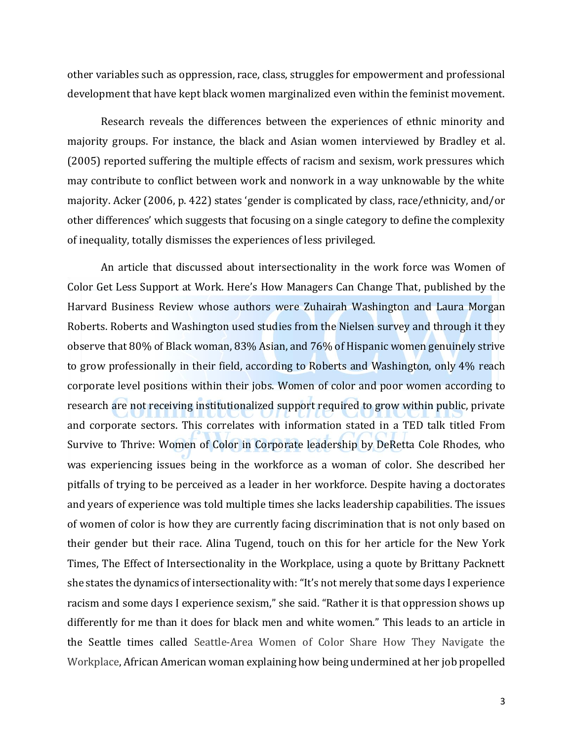other variables such as oppression, race, class, struggles for empowerment and professional development that have kept black women marginalized even within the feminist movement.

Research reveals the differences between the experiences of ethnic minority and majority groups. For instance, the black and Asian women interviewed by Bradley et al. (2005) reported suffering the multiple effects of racism and sexism, work pressures which may contribute to conflict between work and nonwork in a way unknowable by the white majority. Acker (2006, p. 422) states 'gender is complicated by class, race/ethnicity, and/or other differences' which suggests that focusing on a single category to define the complexity of inequality, totally dismisses the experiences of less privileged.

An article that discussed about intersectionality in the work force was Women of Color Get Less Support at Work. Here's How Managers Can Change That, published by the Harvard Business Review whose authors were Zuhairah Washington and Laura Morgan Roberts. Roberts and Washington used studies from the Nielsen survey and through it they observe that 80% of Black woman, 83% Asian, and 76% of Hispanic women genuinely strive to grow professionally in their field, according to Roberts and Washington, only 4% reach corporate level positions within their jobs. Women of color and poor women according to research are not receiving institutionalized support required to grow within public, private and corporate sectors. This correlates with information stated in a TED talk titled From Survive to Thrive: Women of Color in Corporate leadership by DeRetta Cole Rhodes, who was experiencing issues being in the workforce as a woman of color. She described her pitfalls of trying to be perceived as a leader in her workforce. Despite having a doctorates and years of experience was told multiple times she lacks leadership capabilities. The issues of women of color is how they are currently facing discrimination that is not only based on their gender but their race. Alina Tugend, touch on this for her article for the New York Times, The Effect of Intersectionality in the Workplace, using a quote by Brittany Packnett she states the dynamics of intersectionality with: "It's not merely that some days I experience racism and some days I experience sexism," she said. "Rather it is that oppression shows up differently for me than it does for black men and white women." This leads to an article in the Seattle times called Seattle-Area Women of Color Share How They Navigate the Workplace, African American woman explaining how being undermined at her job propelled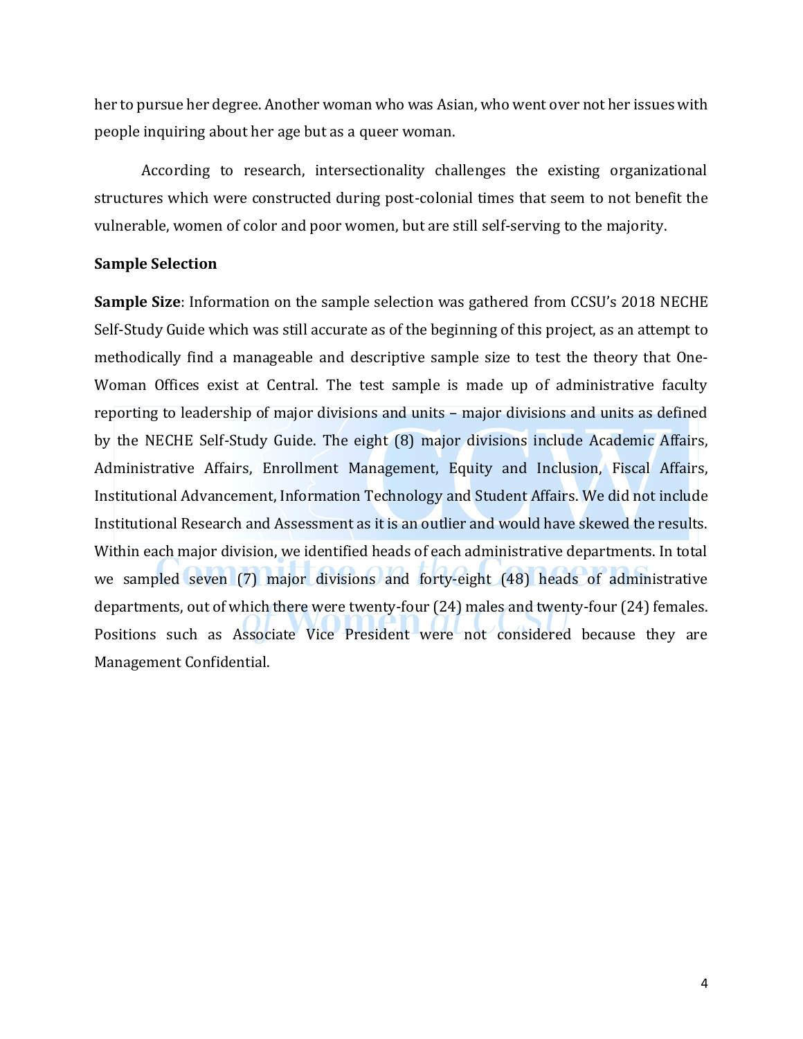her to pursue her degree. Another woman who was Asian, who went over not her issues with people inquiring about her age but as a queer woman.

According to research, intersectionality challenges the existing organizational structures which were constructed during post-colonial times that seem to not benefit the vulnerable, women of color and poor women, but are still self-serving to the majority.

**Sample Selection**

**Sample Size**: Information on the sample selection was gathered from CCSU's 2018 NECHE Self-Study Guide which was still accurate as of the beginning of this project, as an attempt to methodically find a manageable and descriptive sample size to test the theory that One-Woman Offices exist at Central. The test sample is made up of administrative faculty reporting to leadership of major divisions and units – major divisions and units as defined by the NECHE Self-Study Guide. The eight (8) major divisions include Academic Affairs, Administrative Affairs, Enrollment Management, Equity and Inclusion, Fiscal Affairs, Institutional Advancement, Information Technology and Student Affairs. We did not include Institutional Research and Assessment as it is an outlier and would have skewed the results. Within each major division, we identified heads of each administrative departments. In total we sampled seven (7) major divisions and forty-eight (48) heads of administrative departments, out of which there were twenty-four (24) males and twenty-four (24) females. Positions such as Associate Vice President were not considered because they are Management Confidential.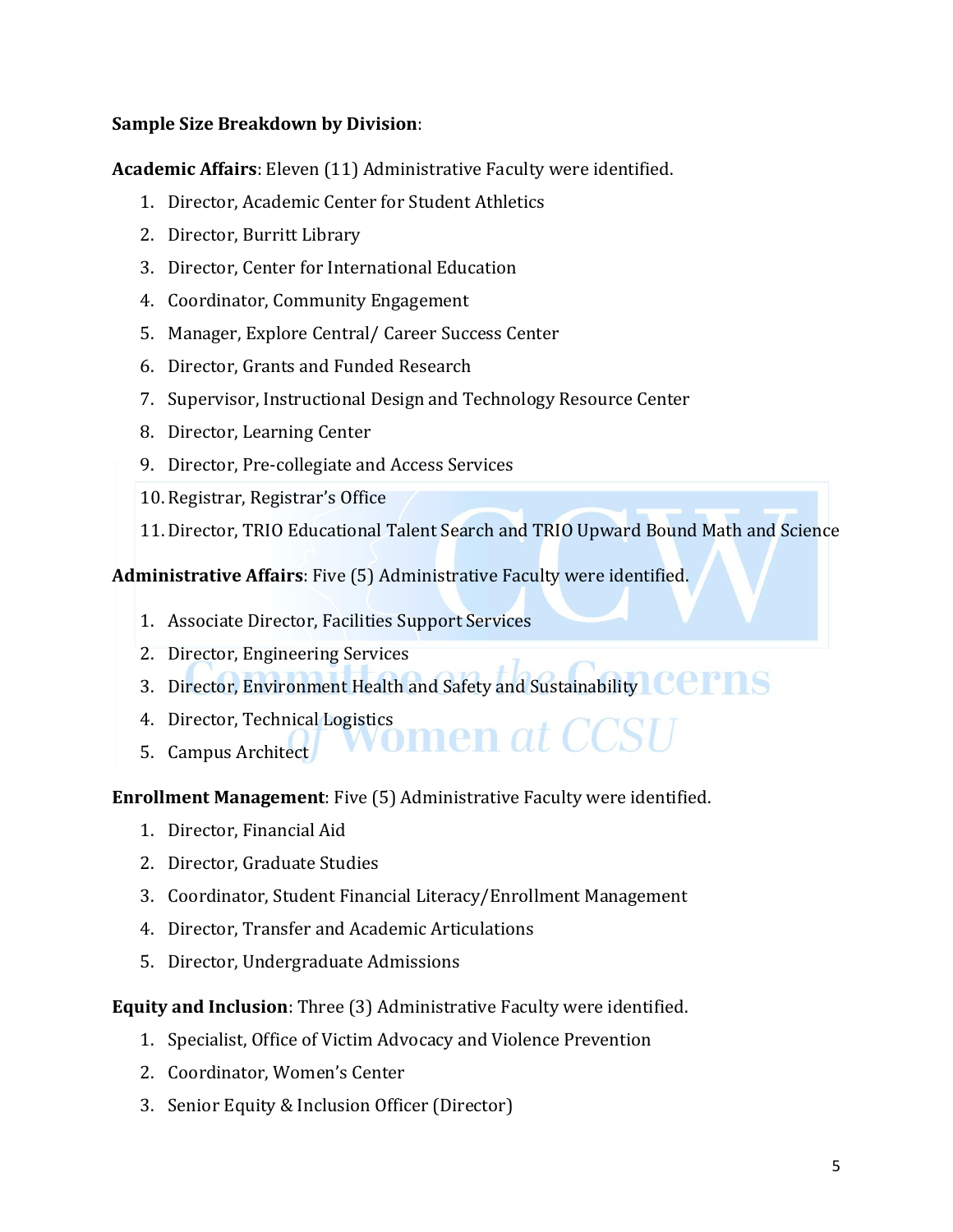**Sample Size Breakdown by Division**:

**Academic Affairs**: Eleven (11) Administrative Faculty were identified.

1. Director, Academic Center for Student Athletics
2. Director, Burritt Library
3. Director, Center for International Education
4. Coordinator, Community Engagement
5. Manager, Explore Central/ Career Success Center
6. Director, Grants and Funded Research
7. Supervisor, Instructional Design and Technology Resource Center
8. Director, Learning Center
9. Director, Pre-collegiate and Access Services
10. Registrar, Registrar's Office
11. Director, TRIO Educational Talent Search and TRIO Upward Bound Math and Science

**Administrative Affairs**: Five (5) Administrative Faculty were identified.

1. Associate Director, Facilities Support Services
2. Director, Engineering Services
3. Director, Environment Health and Safety and Sustainability
4. Director, Technical Logistics
5. Campus Architect

**Enrollment Management**: Five (5) Administrative Faculty were identified.

1. Director, Financial Aid
2. Director, Graduate Studies
3. Coordinator, Student Financial Literacy/Enrollment Management
4. Director, Transfer and Academic Articulations
5. Director, Undergraduate Admissions

**Equity and Inclusion**: Three (3) Administrative Faculty were identified.

1. Specialist, Office of Victim Advocacy and Violence Prevention
2. Coordinator, Women's Center
3. Senior Equity & Inclusion Officer (Director)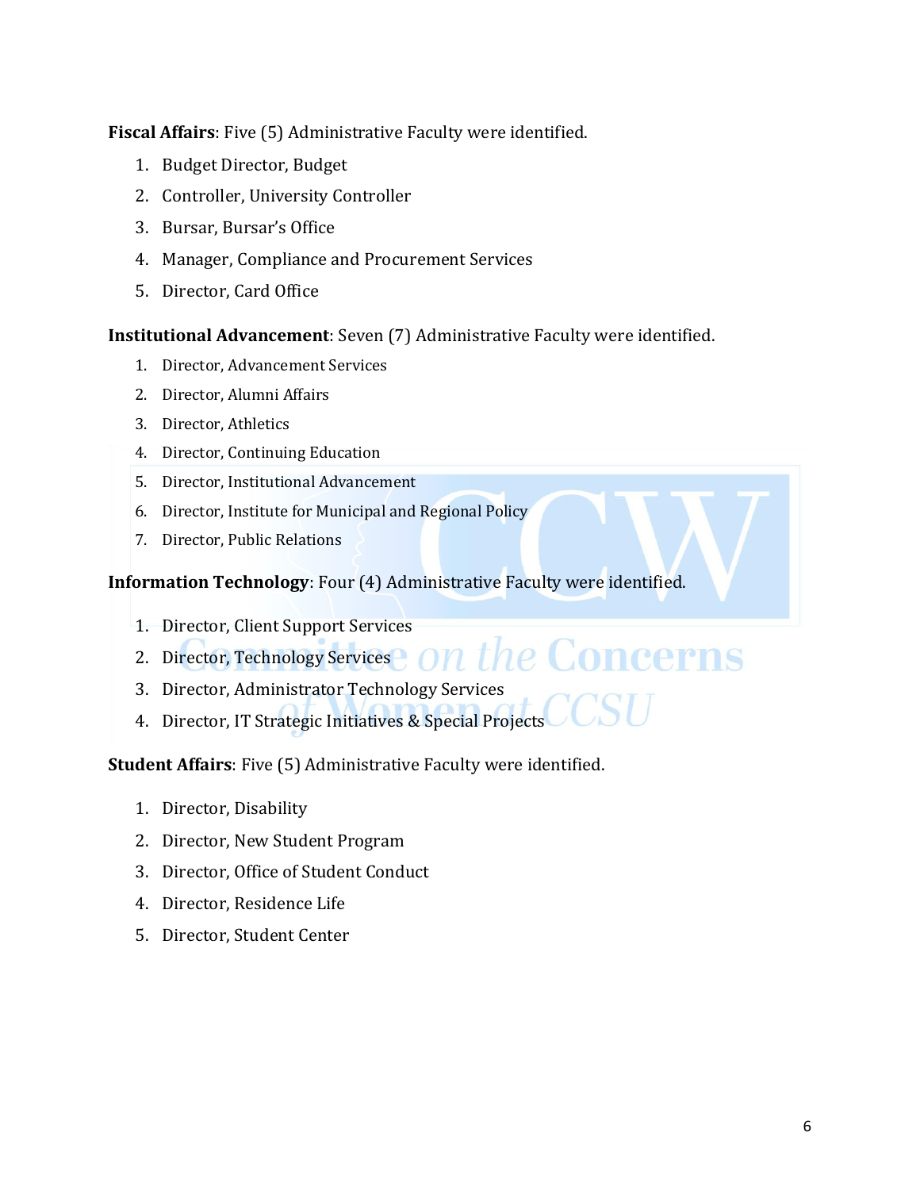**Fiscal Affairs**: Five (5) Administrative Faculty were identified.

1. Budget Director, Budget
2. Controller, University Controller
3. Bursar, Bursar's Office
4. Manager, Compliance and Procurement Services
5. Director, Card Office

**Institutional Advancement**: Seven (7) Administrative Faculty were identified.

1. Director, Advancement Services
2. Director, Alumni Affairs
3. Director, Athletics
4. Director, Continuing Education
5. Director, Institutional Advancement
6. Director, Institute for Municipal and Regional Policy
7. Director, Public Relations

**Information Technology**: Four (4) Administrative Faculty were identified.

1. Director, Client Support Services
2. Director, Technology Services
3. Director, Administrator Technology Services
4. Director, IT Strategic Initiatives & Special Projects

**Student Affairs**: Five (5) Administrative Faculty were identified.

1. Director, Disability
2. Director, New Student Program
3. Director, Office of Student Conduct
4. Director, Residence Life
5. Director, Student Center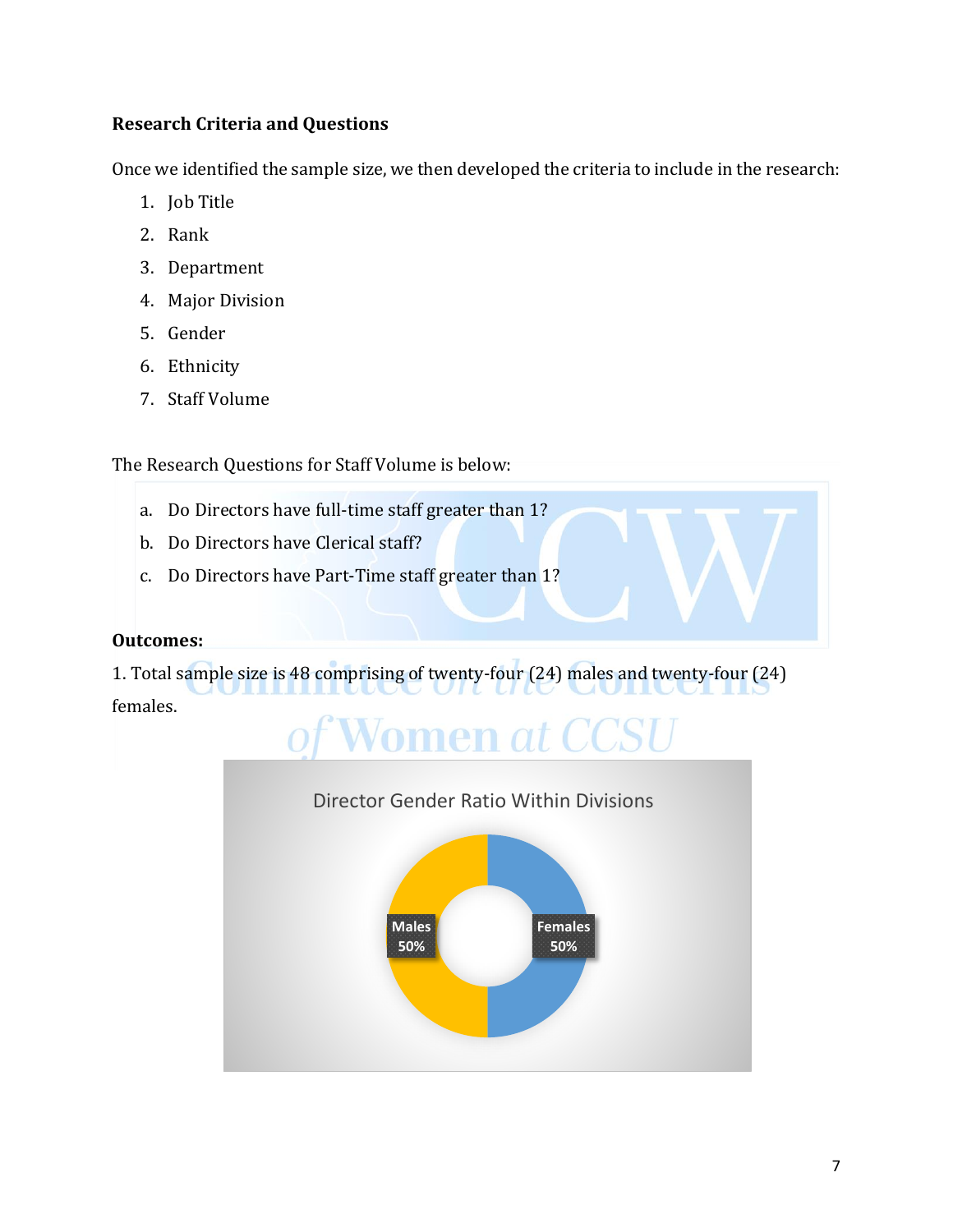**Research Criteria and Questions**

Once we identified the sample size, we then developed the criteria to include in the research:

1. Job Title
2. Rank
3. Department
4. Major Division
5. Gender
6. Ethnicity
7. Staff Volume

The Research Questions for Staff Volume is below:

a. Do Directors have full-time staff greater than 1?
b. Do Directors have Clerical staff?
c. Do Directors have Part-Time staff greater than 1?

**Outcomes:**

1. Total sample size is 48 comprising of twenty-four (24) males and twenty-four (24) females.

Director Gender Ratio Within Divisions

Males 50%

Females 50%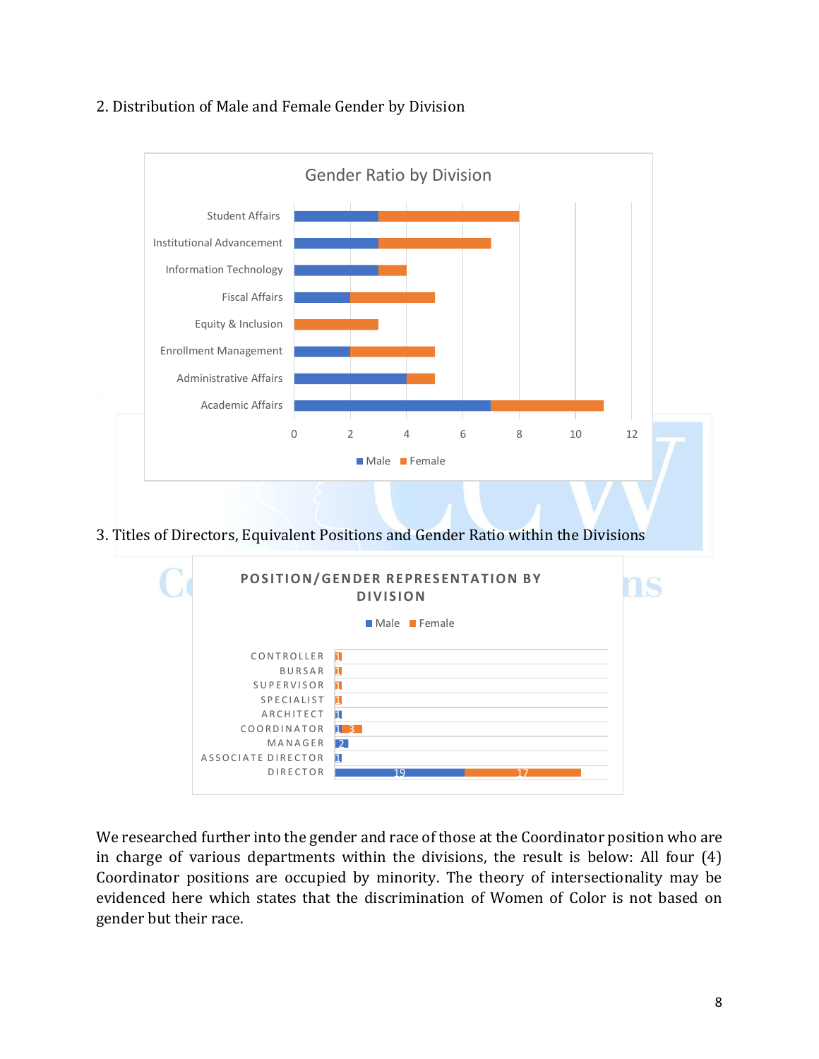2. Distribution of Male and Female Gender by Division

3. Titles of Directors, Equivalent Positions and Gender Ratio within the Divisions

We researched further into the gender and race of those at the Coordinator position who are in charge of various departments within the divisions, the result is below: All four (4) Coordinator positions are occupied by minority. The theory of intersectionality may be evidenced here which states that the discrimination of Women of Color is not based on gender but their race.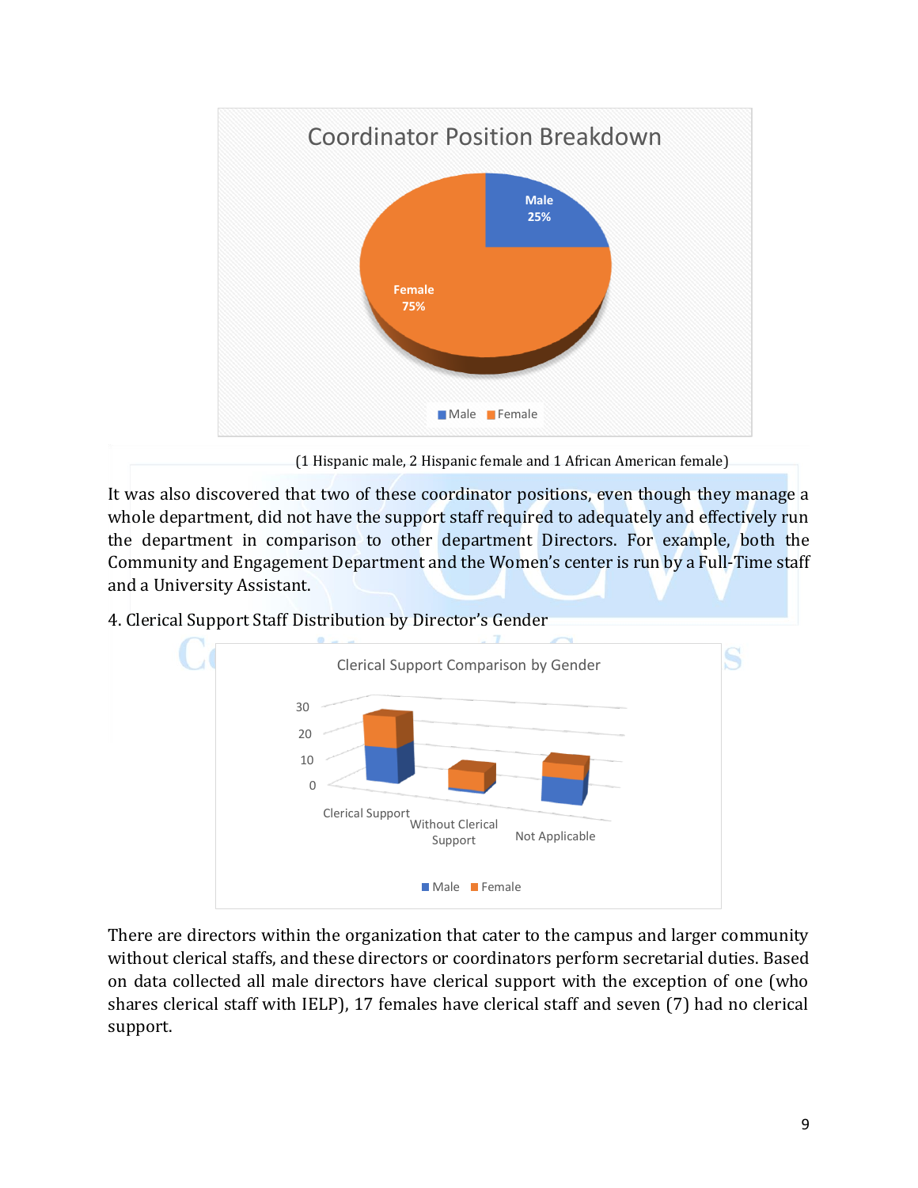**Coordinator Position Breakdown**

- Male: 25%
- Female: 75%

(1 Hispanic male, 2 Hispanic female and 1 African American female)

It was also discovered that two of these coordinator positions, even though they manage a whole department, did not have the support staff required to adequately and effectively run the department in comparison to other department Directors. For example, both the Community and Engagement Department and the Women's center is run by a Full-Time staff and a University Assistant.

4. Clerical Support Staff Distribution by Director's Gender

**Clerical Support Comparison by Gender**

Categories: Clerical Support; Without Clerical Support; Not Applicable

Legend: Male, Female

There are directors within the organization that cater to the campus and larger community without clerical staffs, and these directors or coordinators perform secretarial duties. Based on data collected all male directors have clerical support with the exception of one (who shares clerical staff with IELP), 17 females have clerical staff and seven (7) had no clerical support.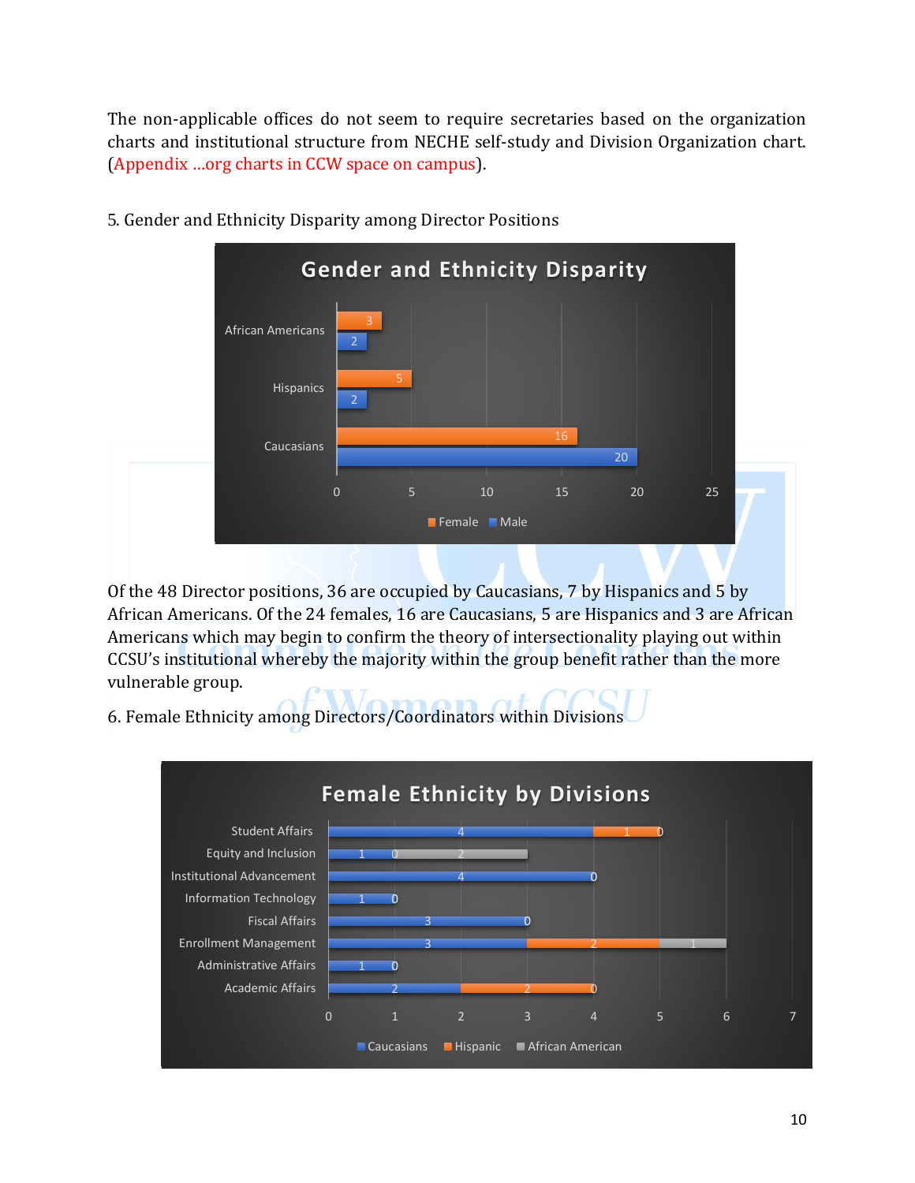The non-applicable offices do not seem to require secretaries based on the organization charts and institutional structure from NECHE self-study and Division Organization chart. (Appendix …org charts in CCW space on campus).

5. Gender and Ethnicity Disparity among Director Positions

**Gender and Ethnicity Disparity**

| | Female | Male |
|---|---|---|
| African Americans | 3 | 2 |
| Hispanics | 5 | 2 |
| Caucasians | 16 | 20 |

Of the 48 Director positions, 36 are occupied by Caucasians, 7 by Hispanics and 5 by African Americans. Of the 24 females, 16 are Caucasians, 5 are Hispanics and 3 are African Americans which may begin to confirm the theory of intersectionality playing out within CCSU's institutional whereby the majority within the group benefit rather than the more vulnerable group.

6. Female Ethnicity among Directors/Coordinators within Divisions

**Female Ethnicity by Divisions**

| | Caucasians | Hispanic | African American |
|---|---|---|---|
| Student Affairs | 4 | 1 | 0 |
| Equity and Inclusion | 1 | 0 | 2 |
| Institutional Advancement | 4 | 0 | |
| Information Technology | 1 | 0 | |
| Fiscal Affairs | 3 | 0 | |
| Enrollment Management | 3 | 2 | 1 |
| Administrative Affairs | 1 | 0 | |
| Academic Affairs | 2 | 2 | 0 |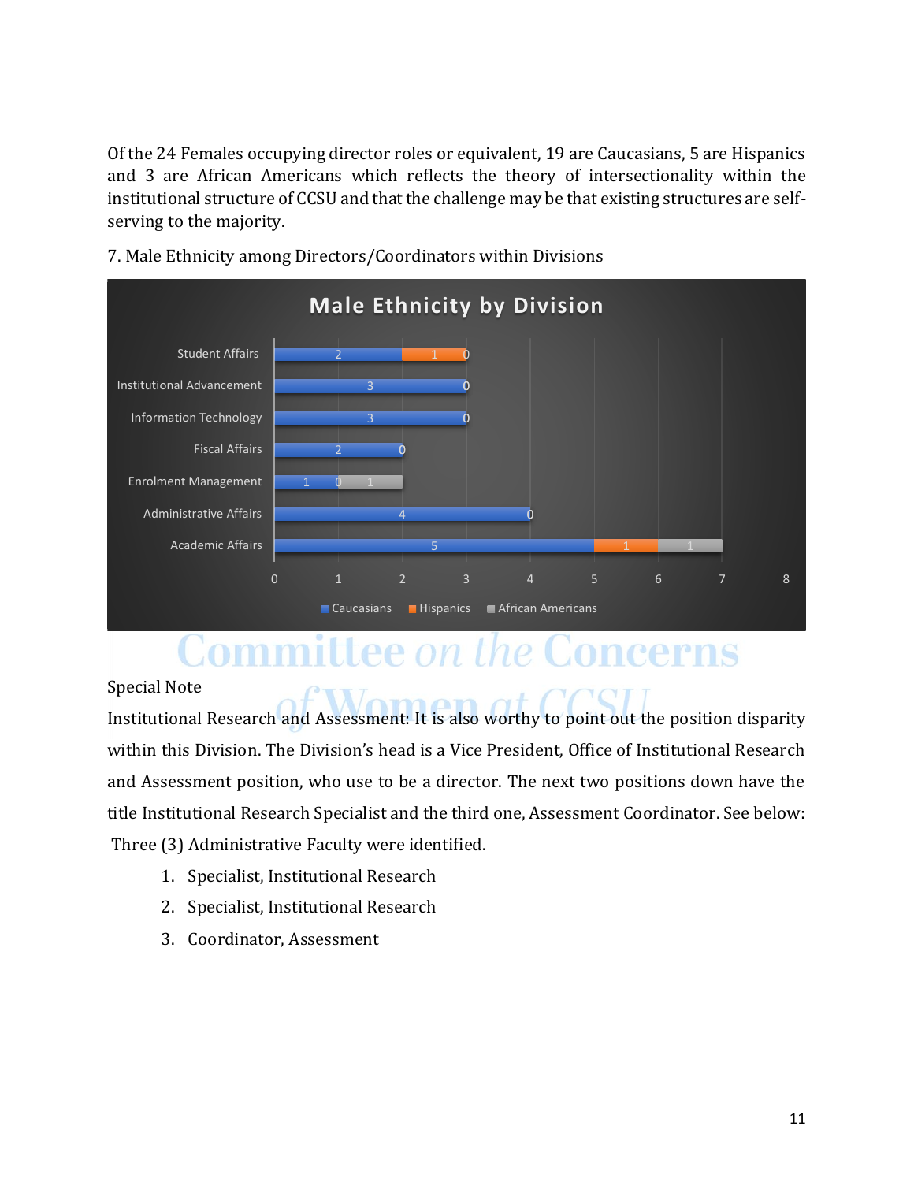Of the 24 Females occupying director roles or equivalent, 19 are Caucasians, 5 are Hispanics and 3 are African Americans which reflects the theory of intersectionality within the institutional structure of CCSU and that the challenge may be that existing structures are self-serving to the majority.

7. Male Ethnicity among Directors/Coordinators within Divisions

**Male Ethnicity by Division**

| Division | Caucasians | Hispanics | African Americans |
|---|---|---|---|
| Student Affairs | 2 | 1 | 0 |
| Institutional Advancement | 3 | | 0 |
| Information Technology | 3 | | 0 |
| Fiscal Affairs | 2 | | 0 |
| Enrolment Management | 1 | 0 | 1 |
| Administrative Affairs | 4 | | 0 |
| Academic Affairs | 5 | 1 | 1 |

Special Note

Institutional Research and Assessment: It is also worthy to point out the position disparity within this Division. The Division's head is a Vice President, Office of Institutional Research and Assessment position, who use to be a director. The next two positions down have the title Institutional Research Specialist and the third one, Assessment Coordinator. See below: Three (3) Administrative Faculty were identified.

1. Specialist, Institutional Research
2. Specialist, Institutional Research
3. Coordinator, Assessment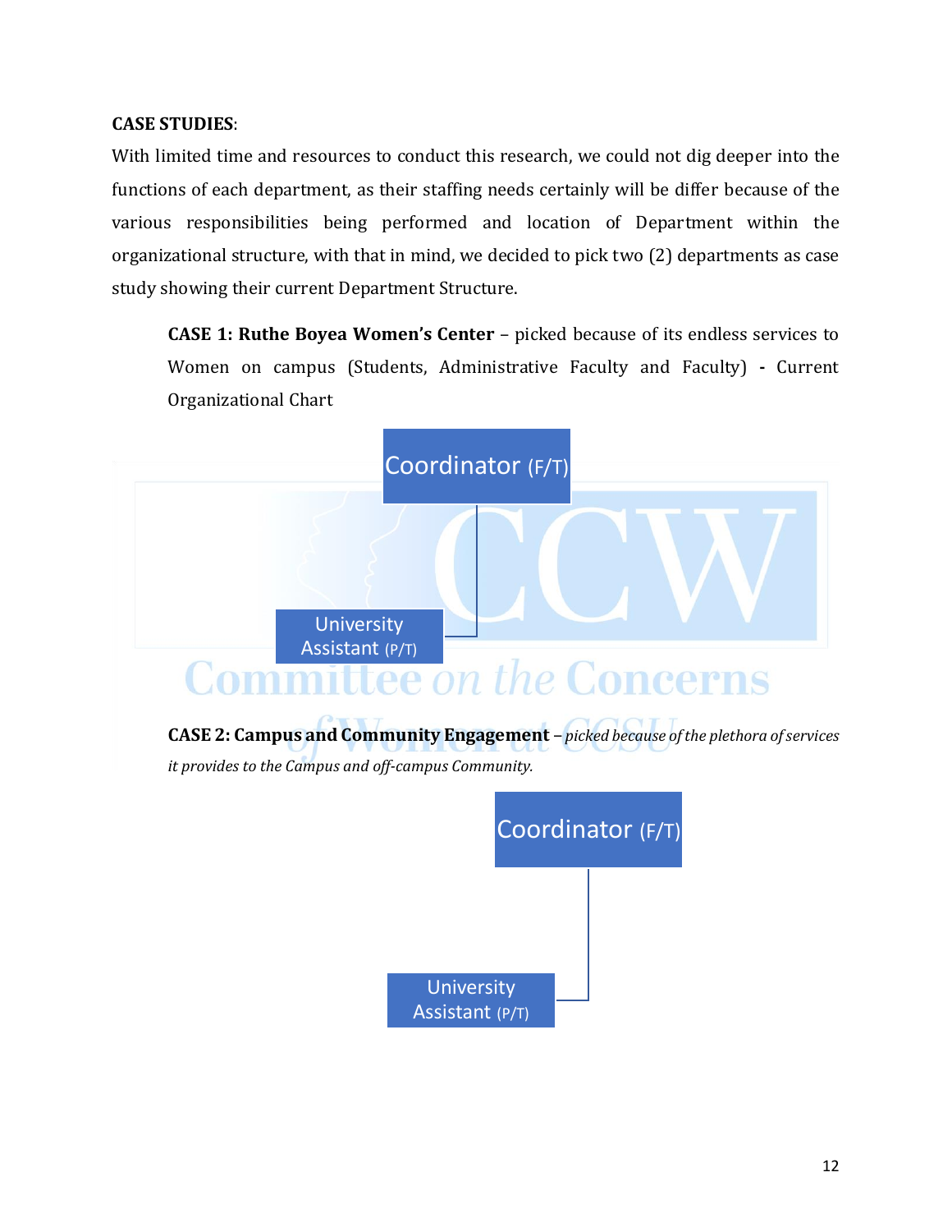**CASE STUDIES**:

With limited time and resources to conduct this research, we could not dig deeper into the functions of each department, as their staffing needs certainly will be differ because of the various responsibilities being performed and location of Department within the organizational structure, with that in mind, we decided to pick two (2) departments as case study showing their current Department Structure.

**CASE 1: Ruthe Boyea Women's Center** – picked because of its endless services to Women on campus (Students, Administrative Faculty and Faculty) **-** Current Organizational Chart

Coordinator (F/T)

University Assistant (P/T)

**CASE 2: Campus and Community Engagement** – *picked because of the plethora of services it provides to the Campus and off-campus Community.*

Coordinator (F/T)

University Assistant (P/T)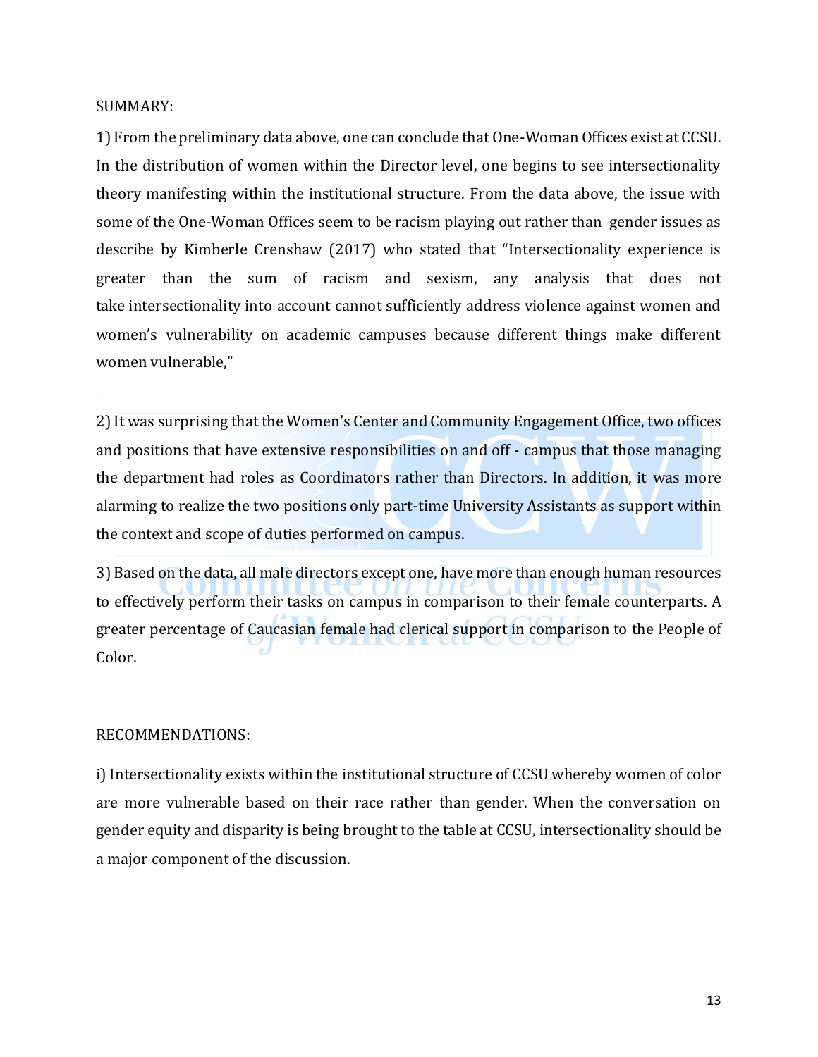SUMMARY:

1) From the preliminary data above, one can conclude that One-Woman Offices exist at CCSU. In the distribution of women within the Director level, one begins to see intersectionality theory manifesting within the institutional structure. From the data above, the issue with some of the One-Woman Offices seem to be racism playing out rather than gender issues as describe by Kimberle Crenshaw (2017) who stated that "Intersectionality experience is greater than the sum of racism and sexism, any analysis that does not take intersectionality into account cannot sufficiently address violence against women and women's vulnerability on academic campuses because different things make different women vulnerable,"

2) It was surprising that the Women's Center and Community Engagement Office, two offices and positions that have extensive responsibilities on and off - campus that those managing the department had roles as Coordinators rather than Directors. In addition, it was more alarming to realize the two positions only part-time University Assistants as support within the context and scope of duties performed on campus.

3) Based on the data, all male directors except one, have more than enough human resources to effectively perform their tasks on campus in comparison to their female counterparts. A greater percentage of Caucasian female had clerical support in comparison to the People of Color.

RECOMMENDATIONS:

i) Intersectionality exists within the institutional structure of CCSU whereby women of color are more vulnerable based on their race rather than gender. When the conversation on gender equity and disparity is being brought to the table at CCSU, intersectionality should be a major component of the discussion.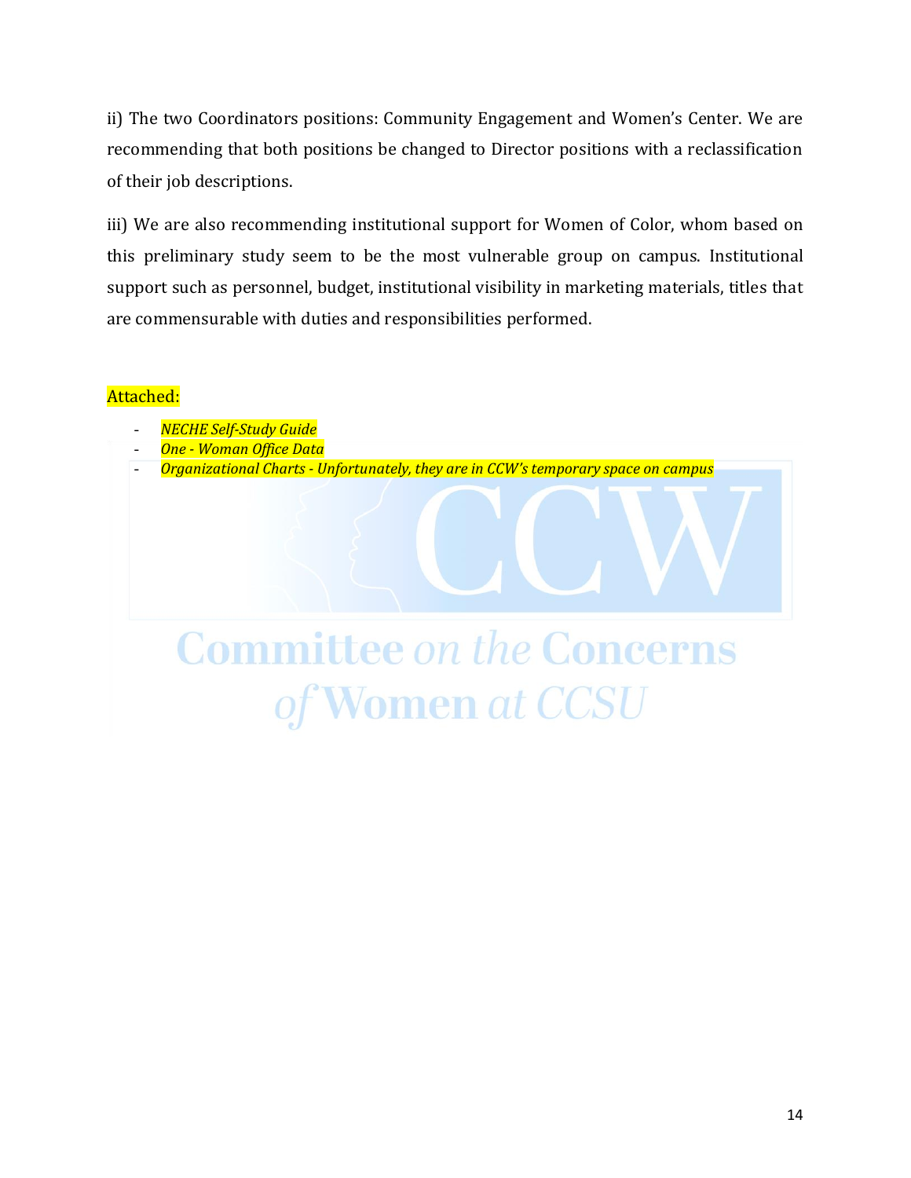ii) The two Coordinators positions: Community Engagement and Women's Center. We are recommending that both positions be changed to Director positions with a reclassification of their job descriptions.

iii) We are also recommending institutional support for Women of Color, whom based on this preliminary study seem to be the most vulnerable group on campus. Institutional support such as personnel, budget, institutional visibility in marketing materials, titles that are commensurable with duties and responsibilities performed.

Attached:

- *NECHE Self-Study Guide*
- *One - Woman Office Data*
- *Organizational Charts - Unfortunately, they are in CCW's temporary space on campus*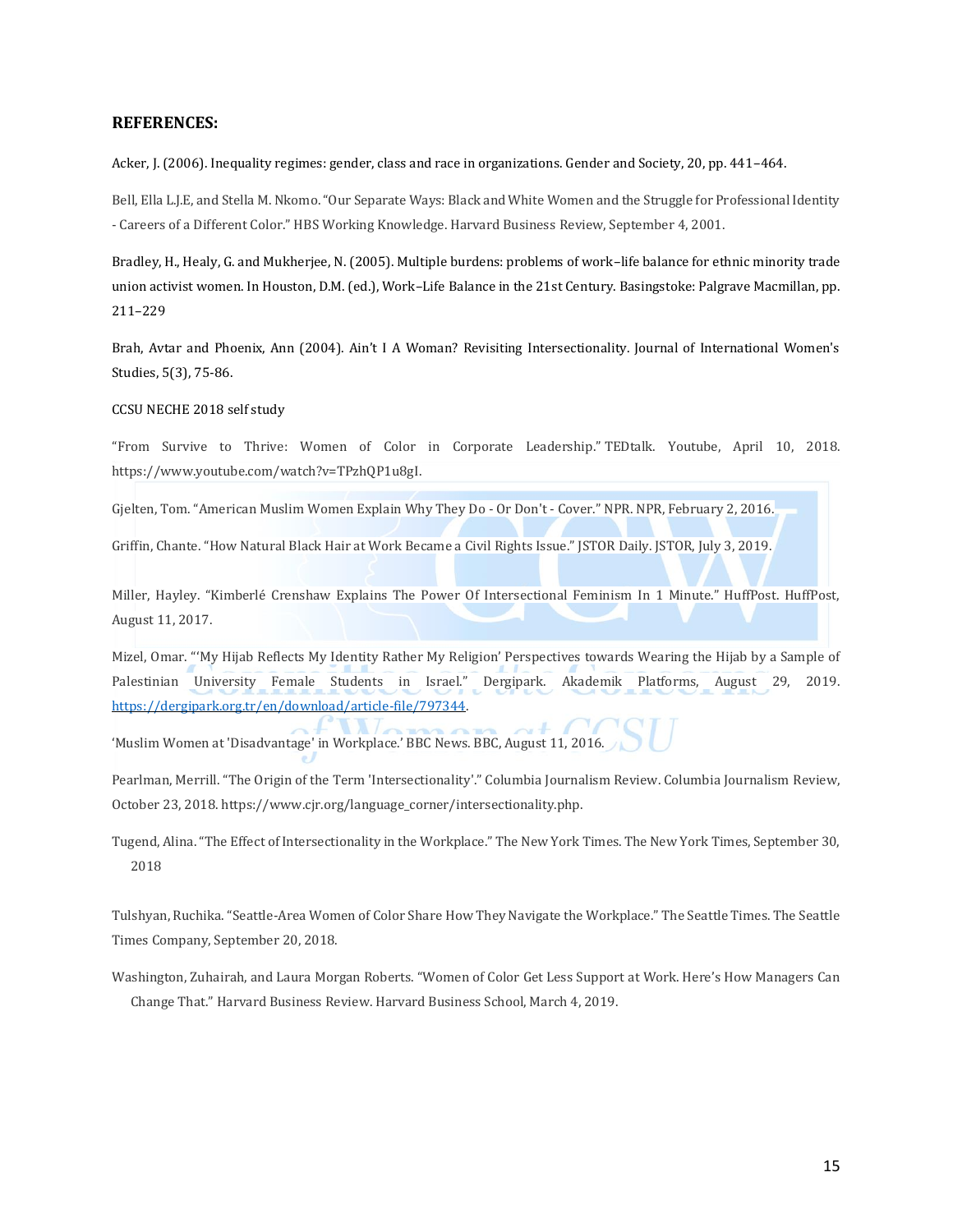**REFERENCES:**

Acker, J. (2006). Inequality regimes: gender, class and race in organizations. Gender and Society, 20, pp. 441–464.

Bell, Ella L.J.E, and Stella M. Nkomo. "Our Separate Ways: Black and White Women and the Struggle for Professional Identity - Careers of a Different Color." HBS Working Knowledge. Harvard Business Review, September 4, 2001.

Bradley, H., Healy, G. and Mukherjee, N. (2005). Multiple burdens: problems of work–life balance for ethnic minority trade union activist women. In Houston, D.M. (ed.), Work–Life Balance in the 21st Century. Basingstoke: Palgrave Macmillan, pp. 211–229

Brah, Avtar and Phoenix, Ann (2004). Ain't I A Woman? Revisiting Intersectionality. Journal of International Women's Studies, 5(3), 75-86.

CCSU NECHE 2018 self study

"From Survive to Thrive: Women of Color in Corporate Leadership." TEDtalk. Youtube, April 10, 2018. https://www.youtube.com/watch?v=TPzhQP1u8gI.

Gjelten, Tom. "American Muslim Women Explain Why They Do - Or Don't - Cover." NPR. NPR, February 2, 2016.

Griffin, Chante. "How Natural Black Hair at Work Became a Civil Rights Issue." JSTOR Daily. JSTOR, July 3, 2019.

Miller, Hayley. "Kimberlé Crenshaw Explains The Power Of Intersectional Feminism In 1 Minute." HuffPost. HuffPost, August 11, 2017.

Mizel, Omar. "'My Hijab Reflects My Identity Rather My Religion' Perspectives towards Wearing the Hijab by a Sample of Palestinian University Female Students in Israel." Dergipark. Akademik Platforms, August 29, 2019. https://dergipark.org.tr/en/download/article-file/797344.

'Muslim Women at 'Disadvantage' in Workplace.' BBC News. BBC, August 11, 2016.

Pearlman, Merrill. "The Origin of the Term 'Intersectionality'." Columbia Journalism Review. Columbia Journalism Review, October 23, 2018. https://www.cjr.org/language_corner/intersectionality.php.

Tugend, Alina. "The Effect of Intersectionality in the Workplace." The New York Times. The New York Times, September 30, 2018

Tulshyan, Ruchika. "Seattle-Area Women of Color Share How They Navigate the Workplace." The Seattle Times. The Seattle Times Company, September 20, 2018.

Washington, Zuhairah, and Laura Morgan Roberts. "Women of Color Get Less Support at Work. Here's How Managers Can Change That." Harvard Business Review. Harvard Business School, March 4, 2019.